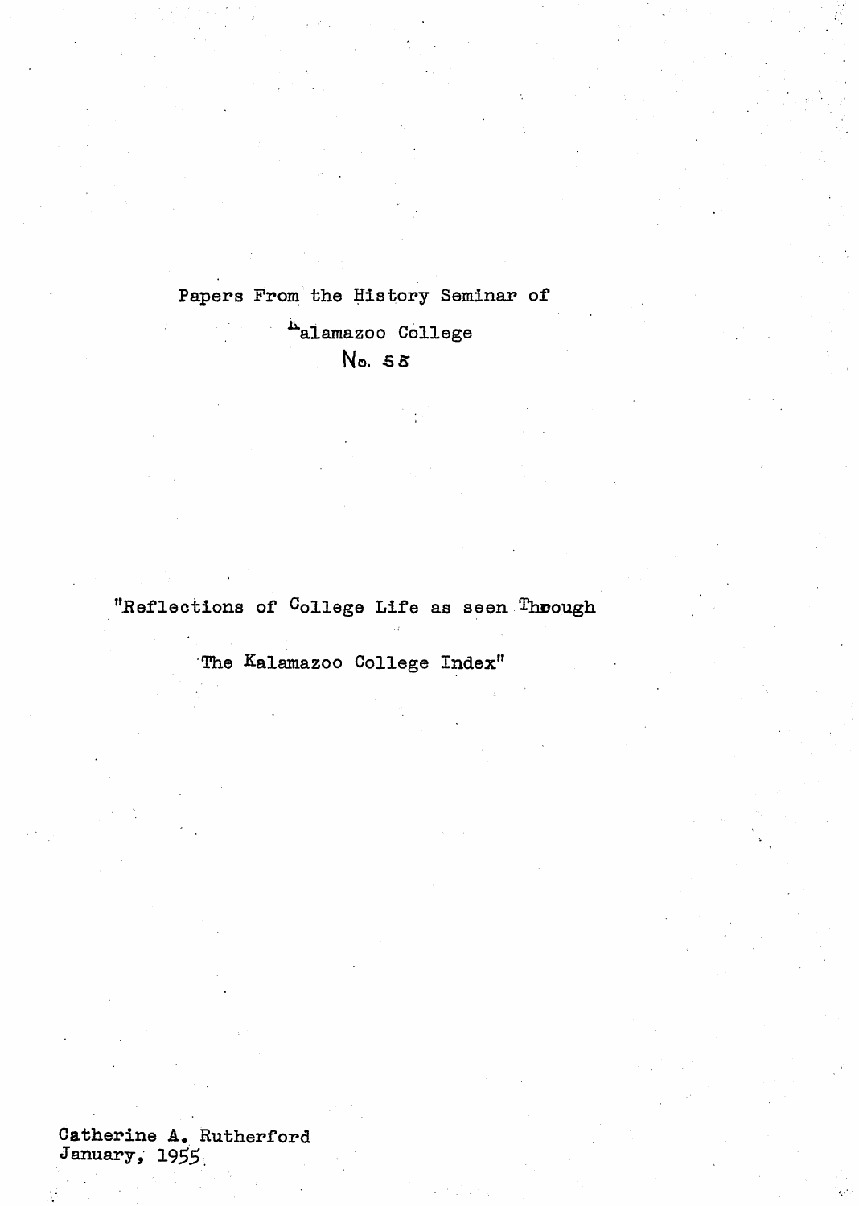Papers From the History Seminar of

Kalamazoo College

No. 55

"Reflections of College Life as seen Through

The Kalamazoo College Index"

Catherine A. Rutherford
January, 1955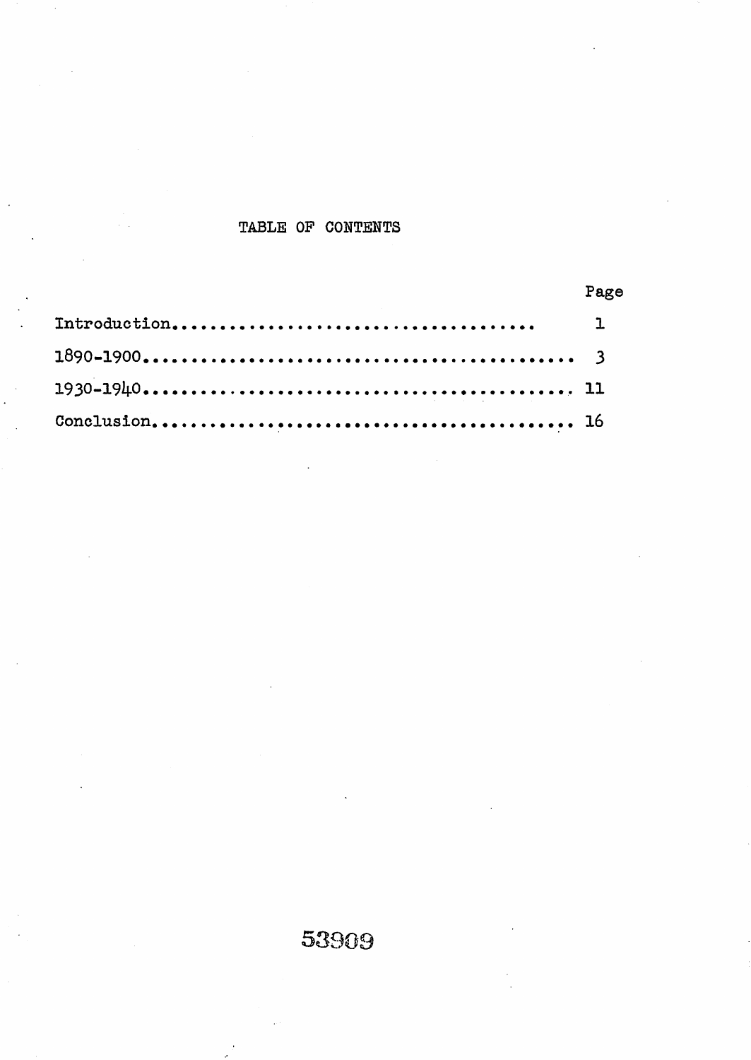# TABLE OF CONTENTS

| | Page |
|---|---|
| Introduction.................................... | 1 |
| 1890-1900........................................ | 3 |
| 1930-1940........................................ | 11 |
| Conclusion....................................... | 16 |

53909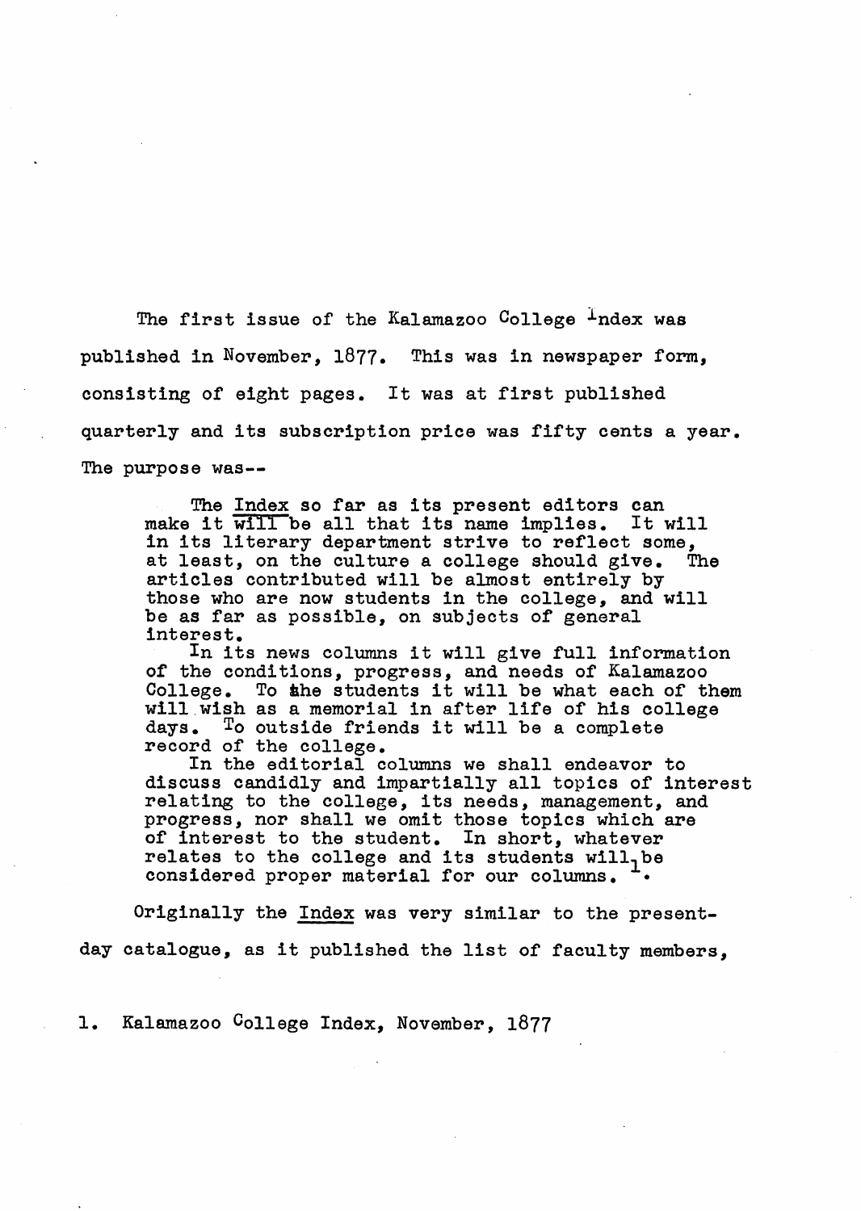The first issue of the Kalamazoo College Index was published in November, 1877. This was in newspaper form, consisting of eight pages. It was at first published quarterly and its subscription price was fifty cents a year. The purpose was--

> The Index so far as its present editors can make it will be all that its name implies. It will in its literary department strive to reflect some, at least, on the culture a college should give. The articles contributed will be almost entirely by those who are now students in the college, and will be as far as possible, on subjects of general interest.
>
> In its news columns it will give full information of the conditions, progress, and needs of Kalamazoo College. To the students it will be what each of them will wish as a memorial in after life of his college days. To outside friends it will be a complete record of the college.
>
> In the editorial columns we shall endeavor to discuss candidly and impartially all topics of interest relating to the college, its needs, management, and progress, nor shall we omit those topics which are of interest to the student. In short, whatever relates to the college and its students will be considered proper material for our columns.[1]

Originally the Index was very similar to the present-day catalogue, as it published the list of faculty members,

1. Kalamazoo College Index, November, 1877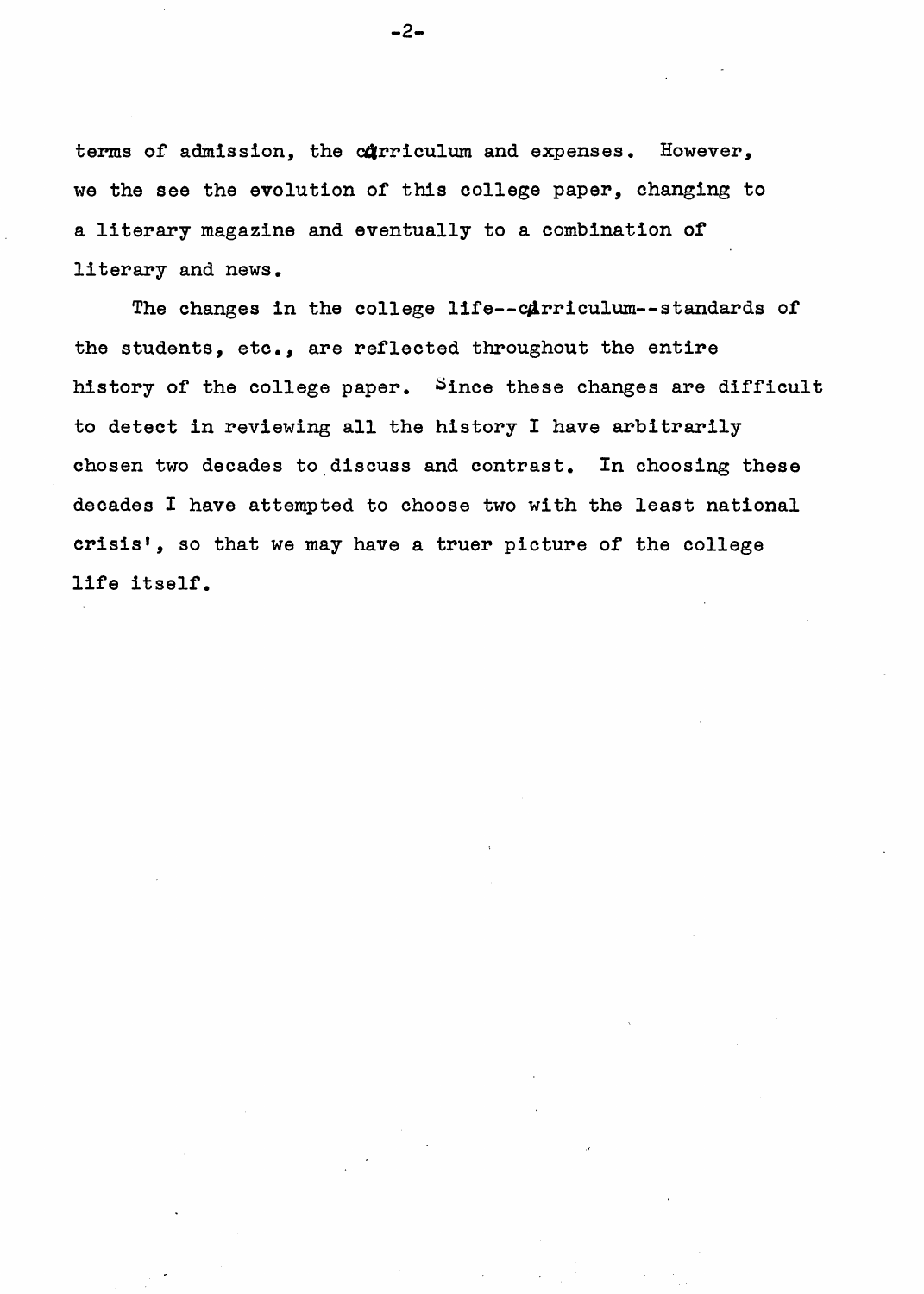terms of admission, the curriculum and expenses. However, we the see the evolution of this college paper, changing to a literary magazine and eventually to a combination of literary and news.

The changes in the college life--curriculum--standards of the students, etc., are reflected throughout the entire history of the college paper. Since these changes are difficult to detect in reviewing all the history I have arbitrarily chosen two decades to discuss and contrast. In choosing these decades I have attempted to choose two with the least national crisis', so that we may have a truer picture of the college life itself.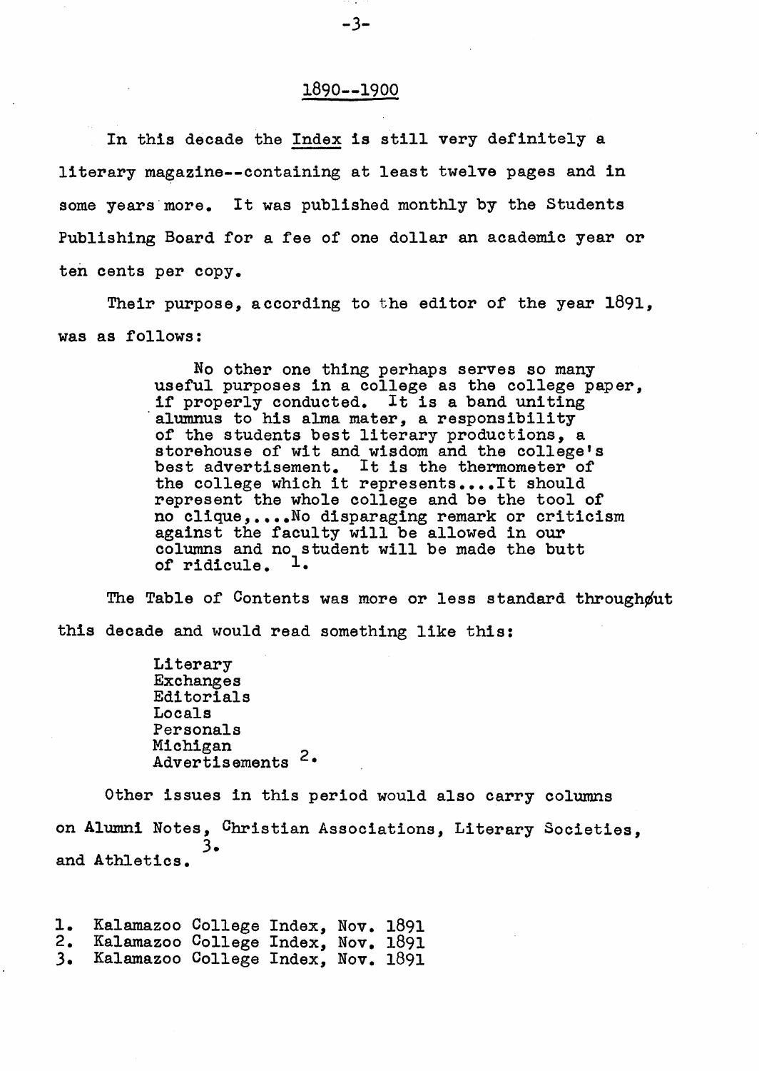## 1890--1900

In this decade the Index is still very definitely a literary magazine--containing at least twelve pages and in some years more. It was published monthly by the Students Publishing Board for a fee of one dollar an academic year or ten cents per copy.

Their purpose, according to the editor of the year 1891, was as follows:

> No other one thing perhaps serves so many useful purposes in a college as the college paper, if properly conducted. It is a band uniting alumnus to his alma mater, a responsibility of the students best literary productions, a storehouse of wit and wisdom and the college's best advertisement. It is the thermometer of the college which it represents....It should represent the whole college and be the tool of no clique,....No disparaging remark or criticism against the faculty will be allowed in our columns and no student will be made the butt of ridicule. [1]

The Table of Contents was more or less standard throughout this decade and would read something like this:

> Literary
> Exchanges
> Editorials
> Locals
> Personals
> Michigan
> Advertisements [2]

Other issues in this period would also carry columns on Alumni Notes, Christian Associations, Literary Societies, and Athletics. [3]

1. Kalamazoo College Index, Nov. 1891
2. Kalamazoo College Index, Nov. 1891
3. Kalamazoo College Index, Nov. 1891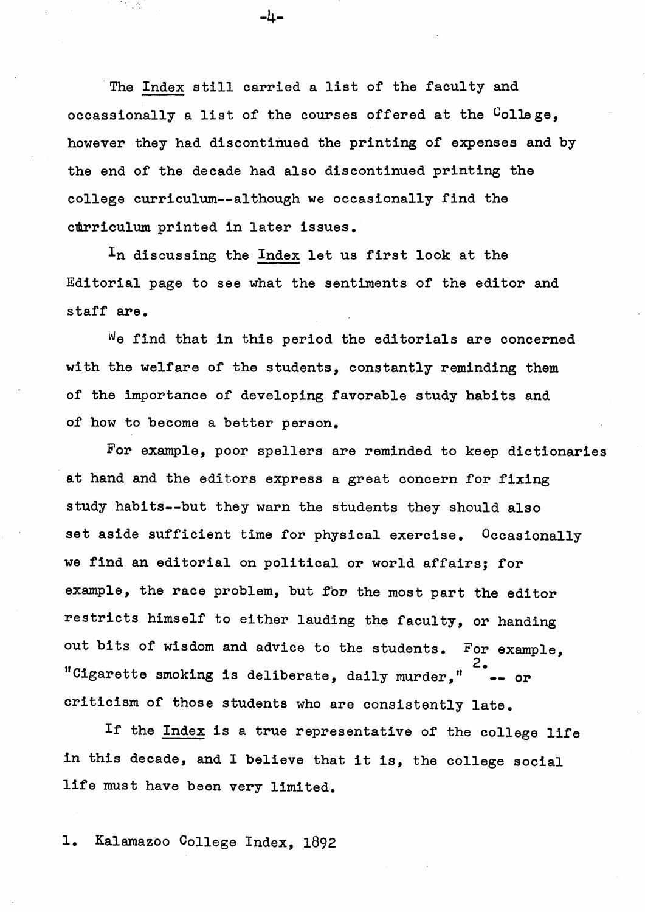The *Index* still carried a list of the faculty and occassionally a list of the courses offered at the College, however they had discontinued the printing of expenses and by the end of the decade had also discontinued printing the college curriculum--although we occasionally find the cürriculum printed in later issues.

In discussing the *Index* let us first look at the Editorial page to see what the sentiments of the editor and staff are.

We find that in this period the editorials are concerned with the welfare of the students, constantly reminding them of the importance of developing favorable study habits and of how to become a better person.

For example, poor spellers are reminded to keep dictionaries at hand and the editors express a great concern for fixing study habits--but they warn the students they should also set aside sufficient time for physical exercise. Occasionally we find an editorial on political or world affairs; for example, the race problem, but for the most part the editor restricts himself to either lauding the faculty, or handing out bits of wisdom and advice to the students. For example, "Cigarette smoking is deliberate, daily murder,"[2] -- or criticism of those students who are consistently late.

If the *Index* is a true representative of the college life in this decade, and I believe that it is, the college social life must have been very limited.

1. Kalamazoo College Index, 1892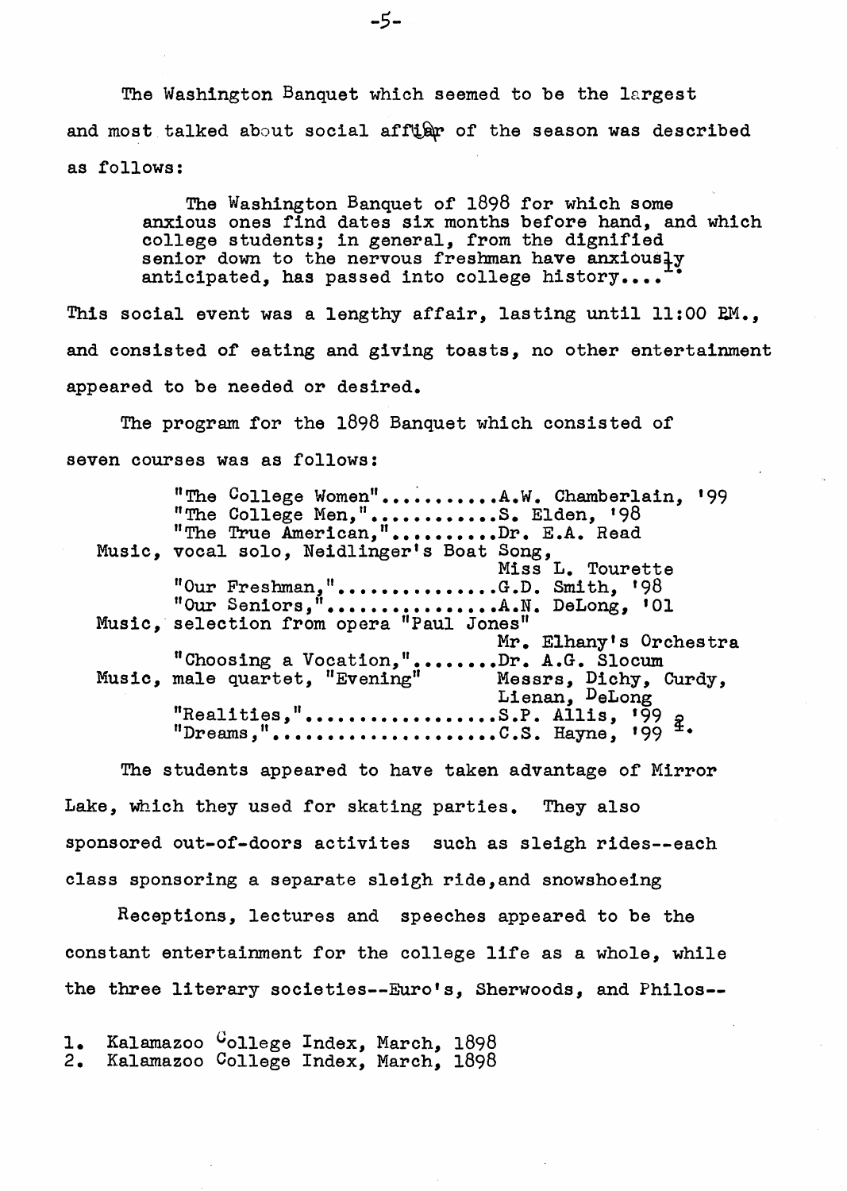The Washington Banquet which seemed to be the largest and most talked about social affiar of the season was described as follows:

> The Washington Banquet of 1898 for which some anxious ones find dates six months before hand, and which college students; in general, from the dignified senior down to the nervous freshman have anxiously anticipated, has passed into college history....[1]

This social event was a lengthy affair, lasting until 11:00 PM., and consisted of eating and giving toasts, no other entertainment appeared to be needed or desired.

The program for the 1898 Banquet which consisted of seven courses was as follows:

> "The College Women"...........A.W. Chamberlain, '99
> "The College Men,"............S. Elden, '98
> "The True American,"..........Dr. E.A. Read
> Music, vocal solo, Neidlinger's Boat Song, Miss L. Tourette
> "Our Freshman,"...............G.D. Smith, '98
> "Our Seniors,"................A.N. DeLong, '01
> Music, selection from opera "Paul Jones" Mr. Elhany's Orchestra
> "Choosing a Vocation,"........Dr. A.G. Slocum
> Music, male quartet, "Evening" Messrs, Dichy, Curdy, Lienan, DeLong
> "Realities,".................S.P. Allis, '99
> "Dreams,"....................C.S. Hayne, '99 [2]

The students appeared to have taken advantage of Mirror Lake, which they used for skating parties. They also sponsored out-of-doors activites such as sleigh rides--each class sponsoring a separate sleigh ride,and snowshoeing

Receptions, lectures and speeches appeared to be the constant entertainment for the college life as a whole, while the three literary societies--Euro's, Sherwoods, and Philos--

1. Kalamazoo College Index, March, 1898
2. Kalamazoo College Index, March, 1898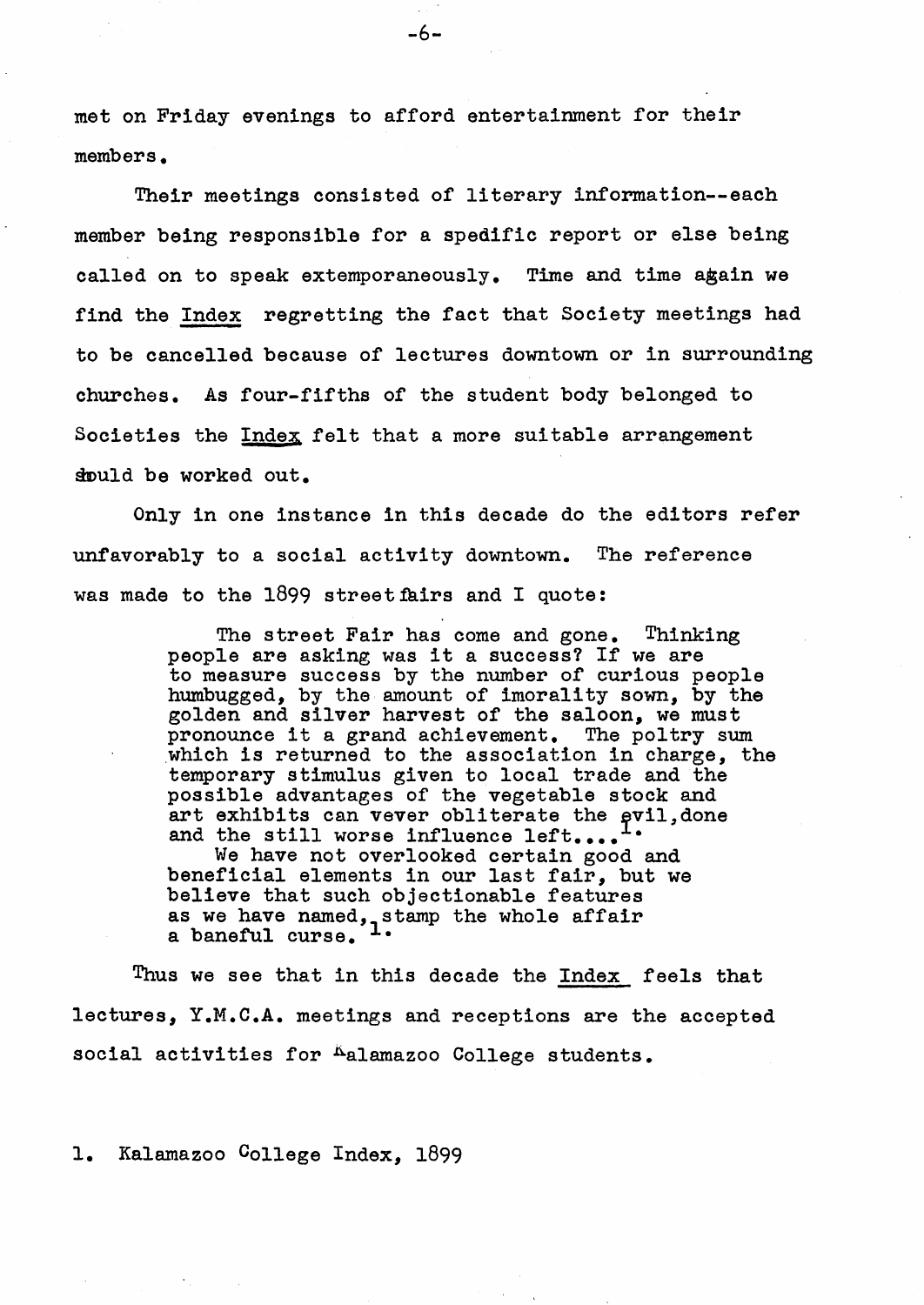met on Friday evenings to afford entertainment for their members.

Their meetings consisted of literary information--each member being responsible for a spedific report or else being called on to speak extemporaneously. Time and time again we find the Index regretting the fact that Society meetings had to be cancelled because of lectures downtown or in surrounding churches. As four-fifths of the student body belonged to Societies the Index felt that a more suitable arrangement should be worked out.

Only in one instance in this decade do the editors refer unfavorably to a social activity downtown. The reference was made to the 1899 street fairs and I quote:

> The street Fair has come and gone. Thinking people are asking was it a success? If we are to measure success by the number of curious people humbugged, by the amount of imorality sown, by the golden and silver harvest of the saloon, we must pronounce it a grand achievement. The poltry sum which is returned to the association in charge, the temporary stimulus given to local trade and the possible advantages of the vegetable stock and art exhibits can vever obliterate the evil, done and the still worse influence left....[1]
>
> We have not overlooked certain good and beneficial elements in our last fair, but we believe that such objectionable features as we have named, stamp the whole affair a baneful curse.[1]

Thus we see that in this decade the Index feels that lectures, Y.M.C.A. meetings and receptions are the accepted social activities for Kalamazoo College students.

1. Kalamazoo College Index, 1899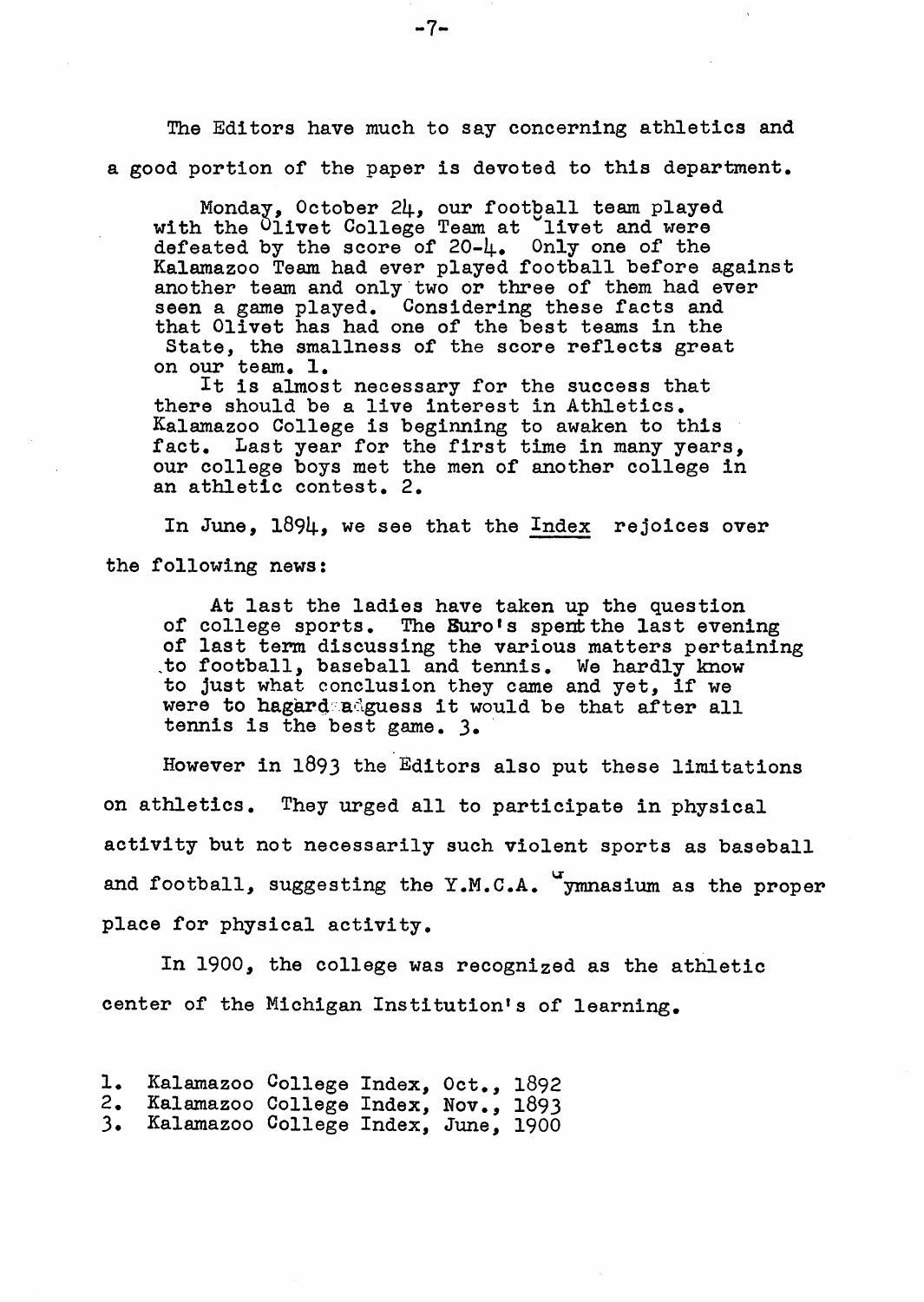The Editors have much to say concerning athletics and a good portion of the paper is devoted to this department.

> Monday, October 24, our football team played with the Olivet College Team at Olivet and were defeated by the score of 20-4. Only one of the Kalamazoo Team had ever played football before against another team and only two or three of them had ever seen a game played. Considering these facts and that Olivet has had one of the best teams in the State, the smallness of the score reflects great on our team. 1.
>
> It is almost necessary for the success that there should be a live interest in Athletics. Kalamazoo College is beginning to awaken to this fact. Last year for the first time in many years, our college boys met the men of another college in an athletic contest. 2.

In June, 1894, we see that the Index rejoices over the following news:

> At last the ladies have taken up the question of college sports. The Euro's spent the last evening of last term discussing the various matters pertaining to football, baseball and tennis. We hardly know to just what conclusion they came and yet, if we were to hazard a guess it would be that after all tennis is the best game. 3.

However in 1893 the Editors also put these limitations on athletics. They urged all to participate in physical activity but not necessarily such violent sports as baseball and football, suggesting the Y.M.C.A. Gymnasium as the proper place for physical activity.

In 1900, the college was recognized as the athletic center of the Michigan Institution's of learning.

1. Kalamazoo College Index, Oct., 1892
2. Kalamazoo College Index, Nov., 1893
3. Kalamazoo College Index, June, 1900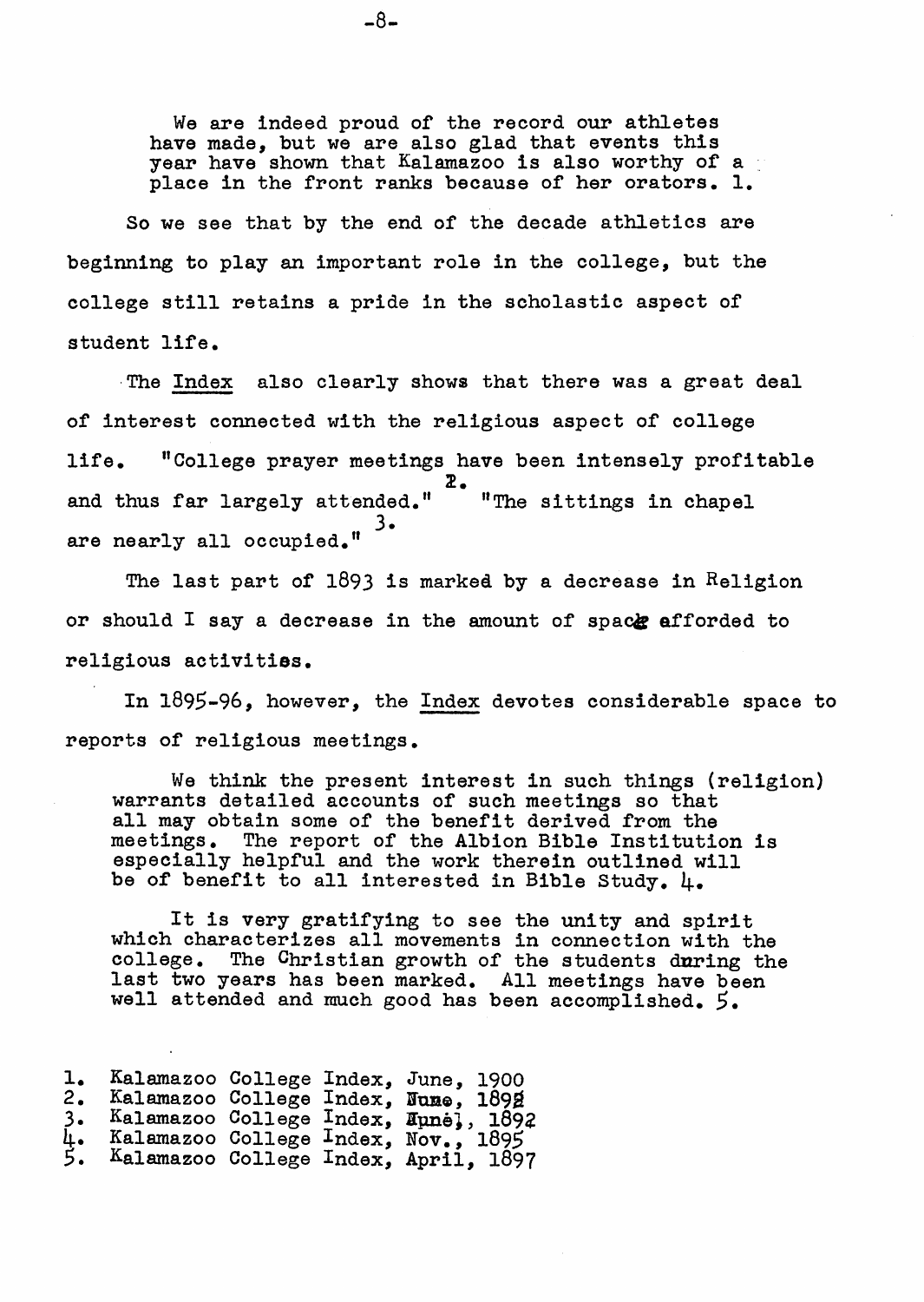We are indeed proud of the record our athletes have made, but we are also glad that events this year have shown that Kalamazoo is also worthy of a place in the front ranks because of her orators. 1.

So we see that by the end of the decade athletics are beginning to play an important role in the college, but the college still retains a pride in the scholastic aspect of student life.

The Index also clearly shows that there was a great deal of interest connected with the religious aspect of college life. "College prayer meetings have been intensely profitable and thus far largely attended."[2] "The sittings in chapel are nearly all occupied."[3]

The last part of 1893 is marked by a decrease in Religion or should I say a decrease in the amount of space afforded to religious activities.

In 1895-96, however, the Index devotes considerable space to reports of religious meetings.

> We think the present interest in such things (religion) warrants detailed accounts of such meetings so that all may obtain some of the benefit derived from the meetings. The report of the Albion Bible Institution is especially helpful and the work therein outlined will be of benefit to all interested in Bible Study. 4.
>
> It is very gratifying to see the unity and spirit which characterizes all movements in connection with the college. The Christian growth of the students during the last two years has been marked. All meetings have been well attended and much good has been accomplished. 5.

1. Kalamazoo College Index, June, 1900
2. Kalamazoo College Index, June, 1892
3. Kalamazoo College Index, June, 1892
4. Kalamazoo College Index, Nov., 1895
5. Kalamazoo College Index, April, 1897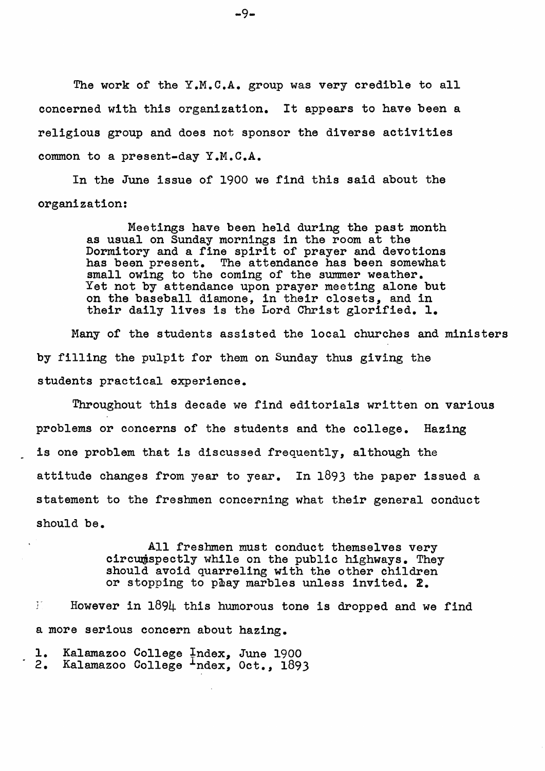The work of the Y.M.C.A. group was very credible to all concerned with this organization. It appears to have been a religious group and does not sponsor the diverse activities common to a present-day Y.M.C.A.

In the June issue of 1900 we find this said about the organization:

> Meetings have been held during the past month as usual on Sunday mornings in the room at the Dormitory and a fine spirit of prayer and devotions has been present. The attendance has been somewhat small owing to the coming of the summer weather. Yet not by attendance upon prayer meeting alone but on the baseball diamone, in their closets, and in their daily lives is the Lord Christ glorified. 1.

Many of the students assisted the local churches and ministers by filling the pulpit for them on Sunday thus giving the students practical experience.

Throughout this decade we find editorials written on various problems or concerns of the students and the college. Hazing is one problem that is discussed frequently, although the attitude changes from year to year. In 1893 the paper issued a statement to the freshmen concerning what their general conduct should be.

> All freshmen must conduct themselves very circumspectly while on the public highways. They should avoid quarreling with the other children or stopping to play marbles unless invited. 2.

However in 1894 this humorous tone is dropped and we find a more serious concern about hazing.

1. Kalamazoo College Index, June 1900
2. Kalamazoo College Index, Oct., 1893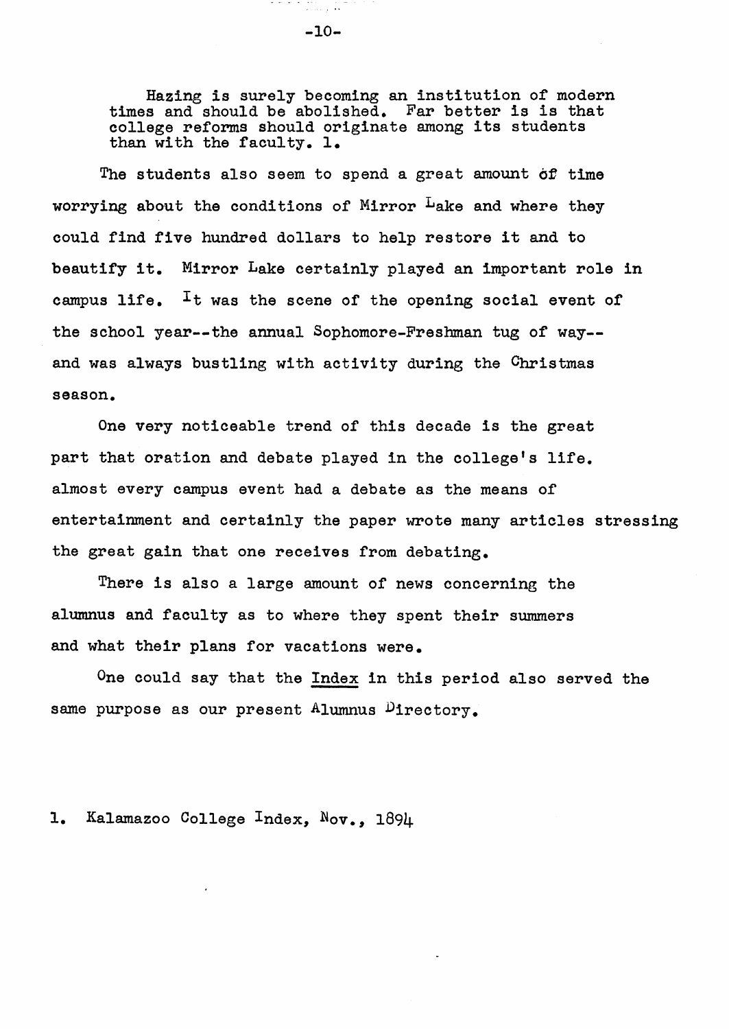> Hazing is surely becoming an institution of modern times and should be abolished. Far better is is that college reforms should originate among its students than with the faculty. 1.

The students also seem to spend a great amount of time worrying about the conditions of Mirror Lake and where they could find five hundred dollars to help restore it and to beautify it. Mirror Lake certainly played an important role in campus life. It was the scene of the opening social event of the school year--the annual Sophomore-Freshman tug of way-- and was always bustling with activity during the Christmas season.

One very noticeable trend of this decade is the great part that oration and debate played in the college's life. almost every campus event had a debate as the means of entertainment and certainly the paper wrote many articles stressing the great gain that one receives from debating.

There is also a large amount of news concerning the alumnus and faculty as to where they spent their summers and what their plans for vacations were.

One could say that the <u>Index</u> in this period also served the same purpose as our present Alumnus Directory.

1. Kalamazoo College Index, Nov., 1894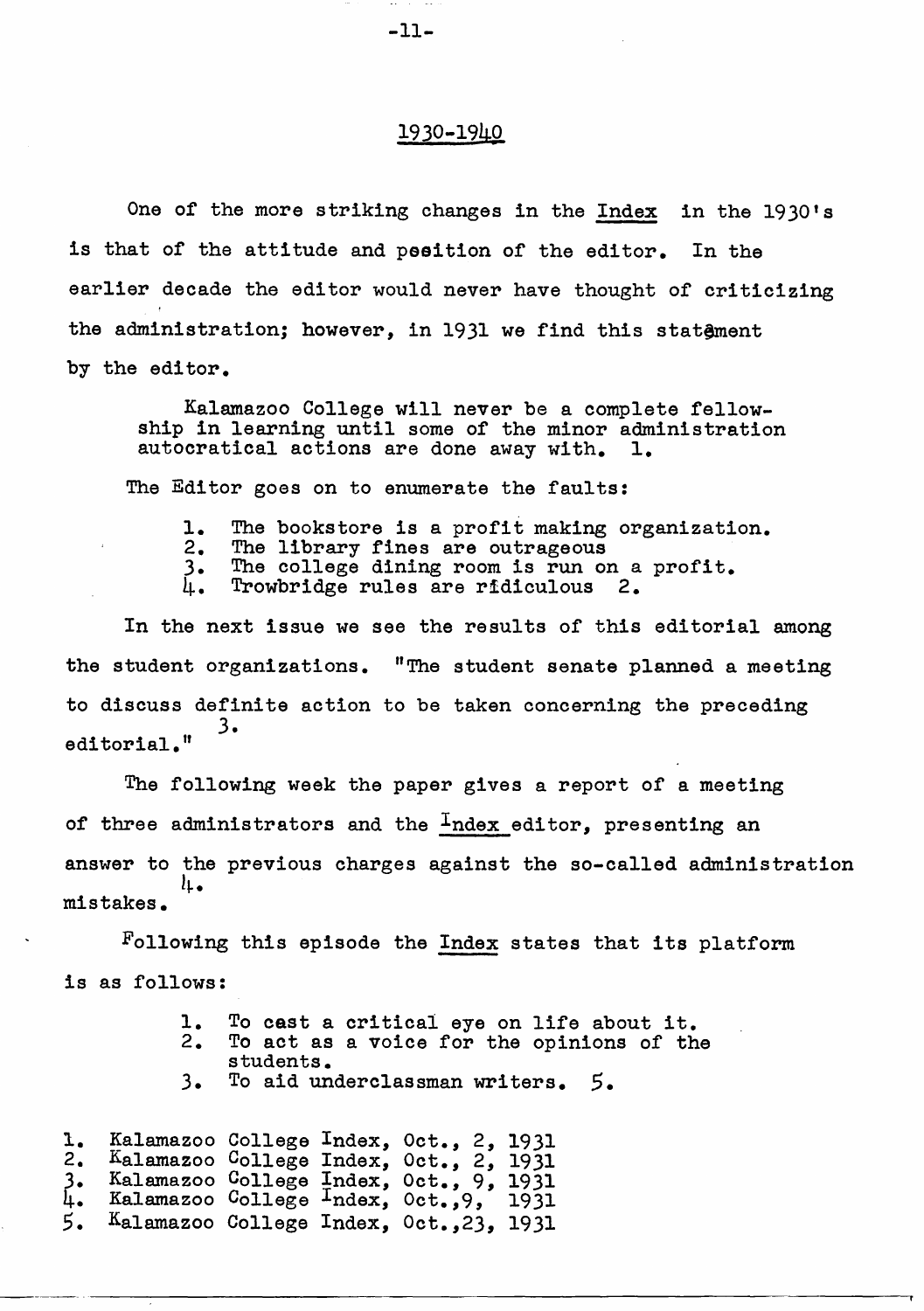## 1930-1940

One of the more striking changes in the Index in the 1930's is that of the attitude and peeition of the editor. In the earlier decade the editor would never have thought of criticizing the administration; however, in 1931 we find this statement by the editor.

> Kalamazoo College will never be a complete fellowship in learning until some of the minor administration autocratical actions are done away with. [1]

The Editor goes on to enumerate the faults:

> 1. The bookstore is a profit making organization.
> 2. The library fines are outrageous
> 3. The college dining room is run on a profit.
> 4. Trowbridge rules are ridiculous [2]

In the next issue we see the results of this editorial among the student organizations. "The student senate planned a meeting to discuss definite action to be taken concerning the preceding editorial."[3]

The following week the paper gives a report of a meeting of three administrators and the Index editor, presenting an answer to the previous charges against the so-called administration mistakes.[4]

Following this episode the Index states that its platform is as follows:

> 1. To cast a critical eye on life about it.
> 2. To act as a voice for the opinions of the students.
> 3. To aid underclassman writers. [5]

1. Kalamazoo College Index, Oct., 2, 1931
2. Kalamazoo College Index, Oct., 2, 1931
3. Kalamazoo College Index, Oct., 9, 1931
4. Kalamazoo College Index, Oct.,9, 1931
5. Kalamazoo College Index, Oct.,23, 1931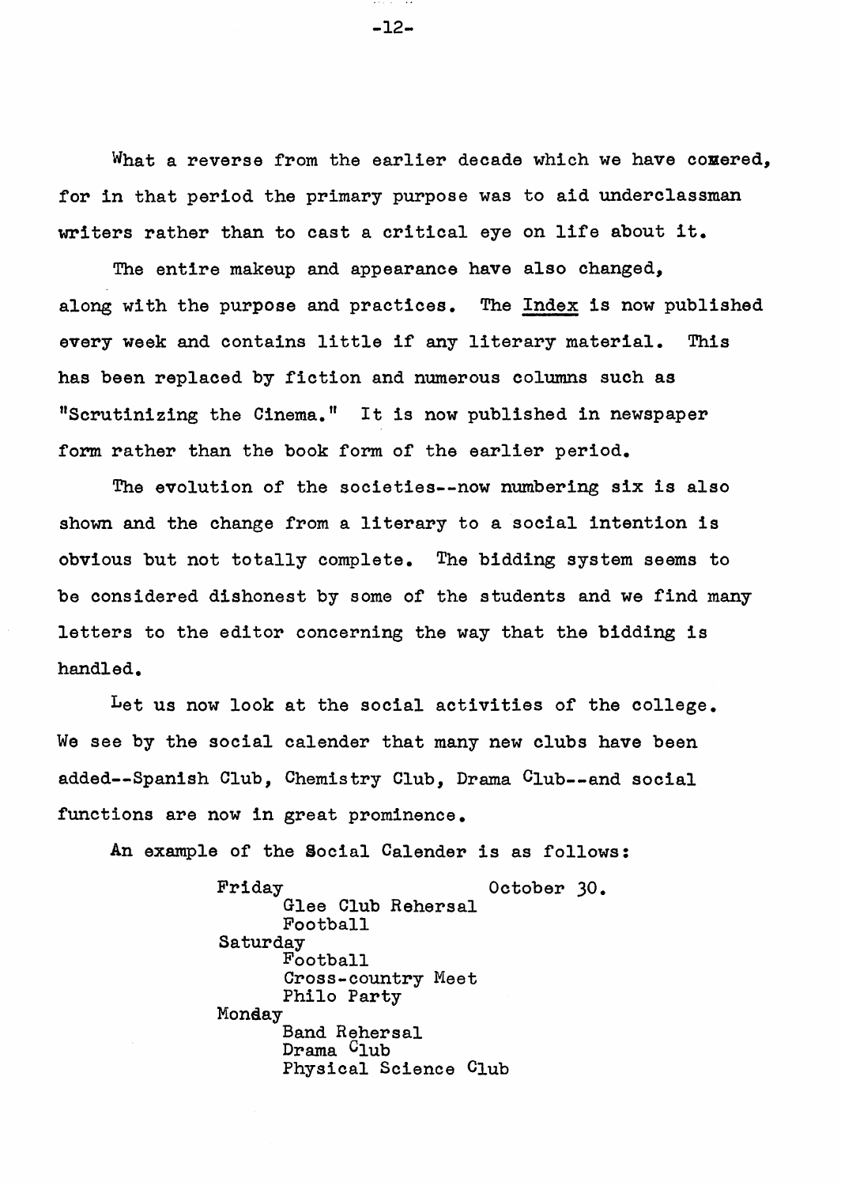What a reverse from the earlier decade which we have covered, for in that period the primary purpose was to aid underclassman writers rather than to cast a critical eye on life about it.

The entire makeup and appearance have also changed, along with the purpose and practices. The Index is now published every week and contains little if any literary material. This has been replaced by fiction and numerous columns such as "Scrutinizing the Cinema." It is now published in newspaper form rather than the book form of the earlier period.

The evolution of the societies--now numbering six is also shown and the change from a literary to a social intention is obvious but not totally complete. The bidding system seems to be considered dishonest by some of the students and we find many letters to the editor concerning the way that the bidding is handled.

Let us now look at the social activities of the college. We see by the social calender that many new clubs have been added--Spanish Club, Chemistry Club, Drama Club--and social functions are now in great prominence.

An example of the Social Calender is as follows:

Friday                    October 30.
- Glee Club Rehersal
- Football

Saturday
- Football
- Cross-country Meet
- Philo Party

Monday
- Band Rehersal
- Drama Club
- Physical Science Club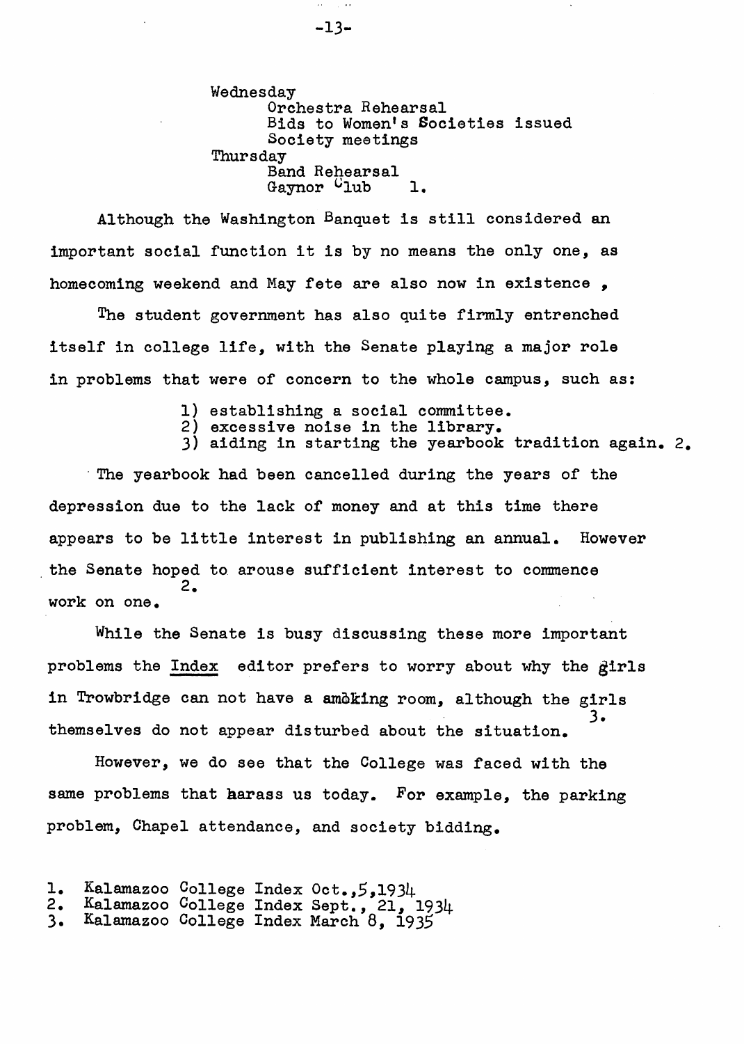Wednesday
- Orchestra Rehearsal
- Bids to Women's Societies issued
- Society meetings

Thursday
- Band Rehearsal
- Gaynor Club [1]

Although the Washington Banquet is still considered an important social function it is by no means the only one, as homecoming weekend and May fete are also now in existence ,

The student government has also quite firmly entrenched itself in college life, with the Senate playing a major role in problems that were of concern to the whole campus, such as:

1) establishing a social committee.
2) excessive noise in the library.
3) aiding in starting the yearbook tradition again. [2]

The yearbook had been cancelled during the years of the depression due to the lack of money and at this time there appears to be little interest in publishing an annual. However the Senate hoped to arouse sufficient interest to commence work on one. [2]

While the Senate is busy discussing these more important problems the <u>Index</u> editor prefers to worry about why the girls in Trowbridge can not have a smoking room, although the girls themselves do not appear disturbed about the situation. [3]

However, we do see that the College was faced with the same problems that harass us today. For example, the parking problem, Chapel attendance, and society bidding.

1. Kalamazoo College Index Oct.,5,1934
2. Kalamazoo College Index Sept., 21, 1934
3. Kalamazoo College Index March 8, 1935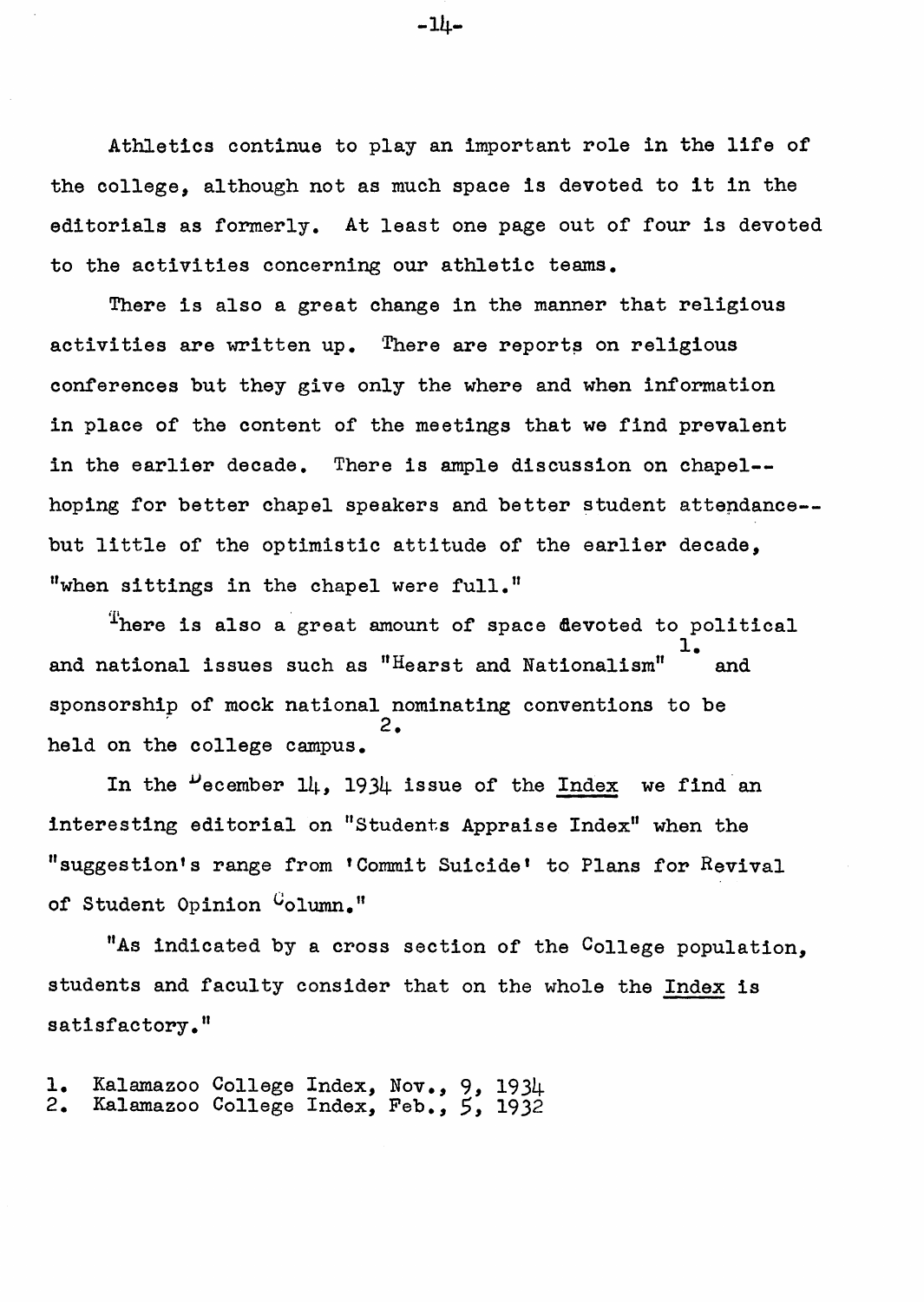Athletics continue to play an important role in the life of the college, although not as much space is devoted to it in the editorials as formerly. At least one page out of four is devoted to the activities concerning our athletic teams.

There is also a great change in the manner that religious activities are written up. There are reports on religious conferences but they give only the where and when information in place of the content of the meetings that we find prevalent in the earlier decade. There is ample discussion on chapel--hoping for better chapel speakers and better student attendance--but little of the optimistic attitude of the earlier decade, "when sittings in the chapel were full."

There is also a great amount of space devoted to political and national issues such as "Hearst and Nationalism"[1] and sponsorship of mock national nominating conventions to be held on the college campus.[2]

In the December 14, 1934 issue of the Index we find an interesting editorial on "Students Appraise Index" when the "suggestion's range from 'Commit Suicide' to Plans for Revival of Student Opinion Column."

"As indicated by a cross section of the College population, students and faculty consider that on the whole the Index is satisfactory."

1. Kalamazoo College Index, Nov., 9, 1934
2. Kalamazoo College Index, Feb., 5, 1932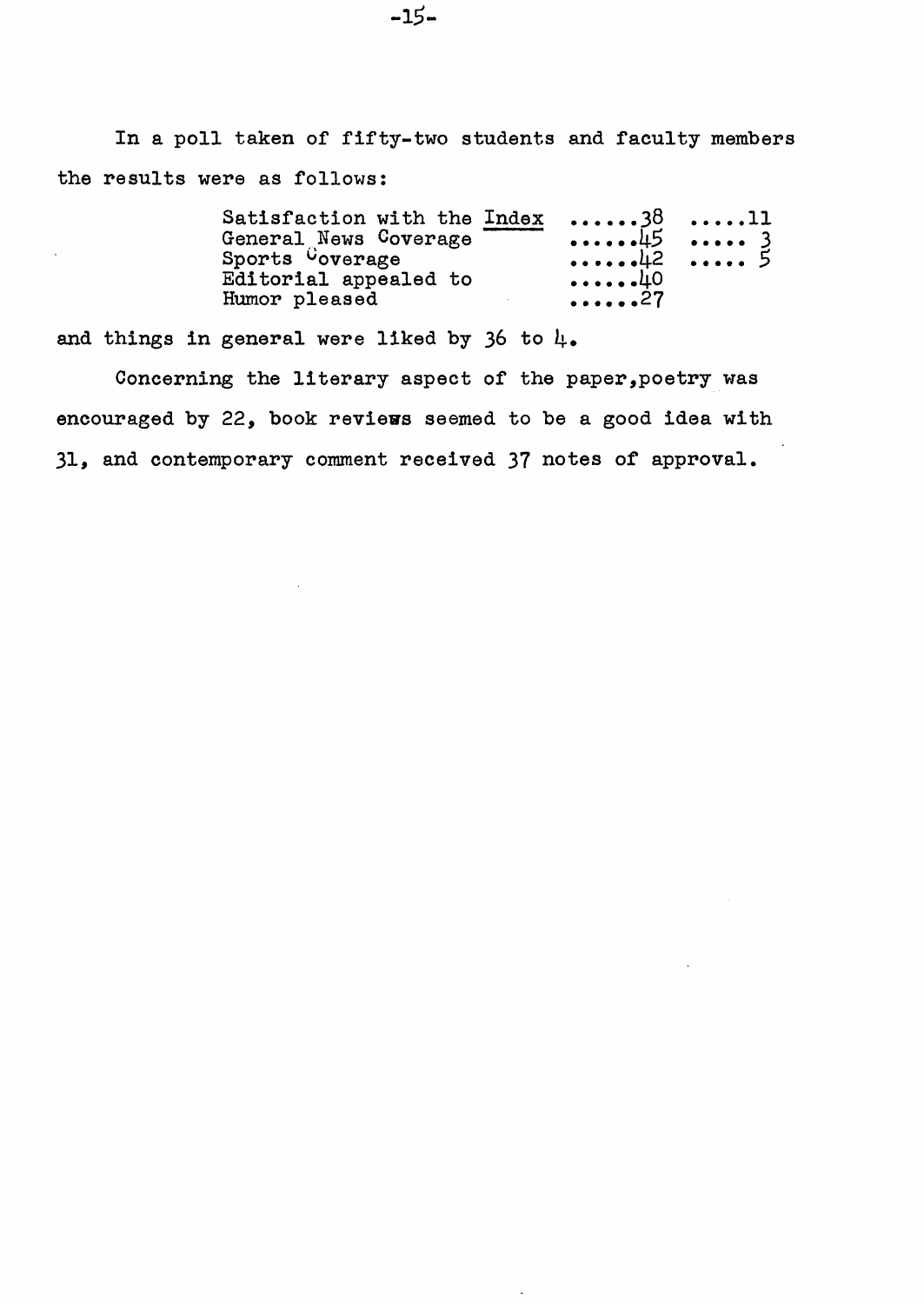In a poll taken of fifty-two students and faculty members the results were as follows:

| | | |
|---|---|---|
| Satisfaction with the <u>Index</u> | ......38 | .....11 |
| General News Coverage | ......45 | ..... 3 |
| Sports Coverage | ......42 | ..... 5 |
| Editorial appealed to | ......40 | |
| Humor pleased | ......27 | |

and things in general were liked by 36 to 4.

Concerning the literary aspect of the paper,poetry was encouraged by 22, book reviews seemed to be a good idea with 31, and contemporary comment received 37 notes of approval.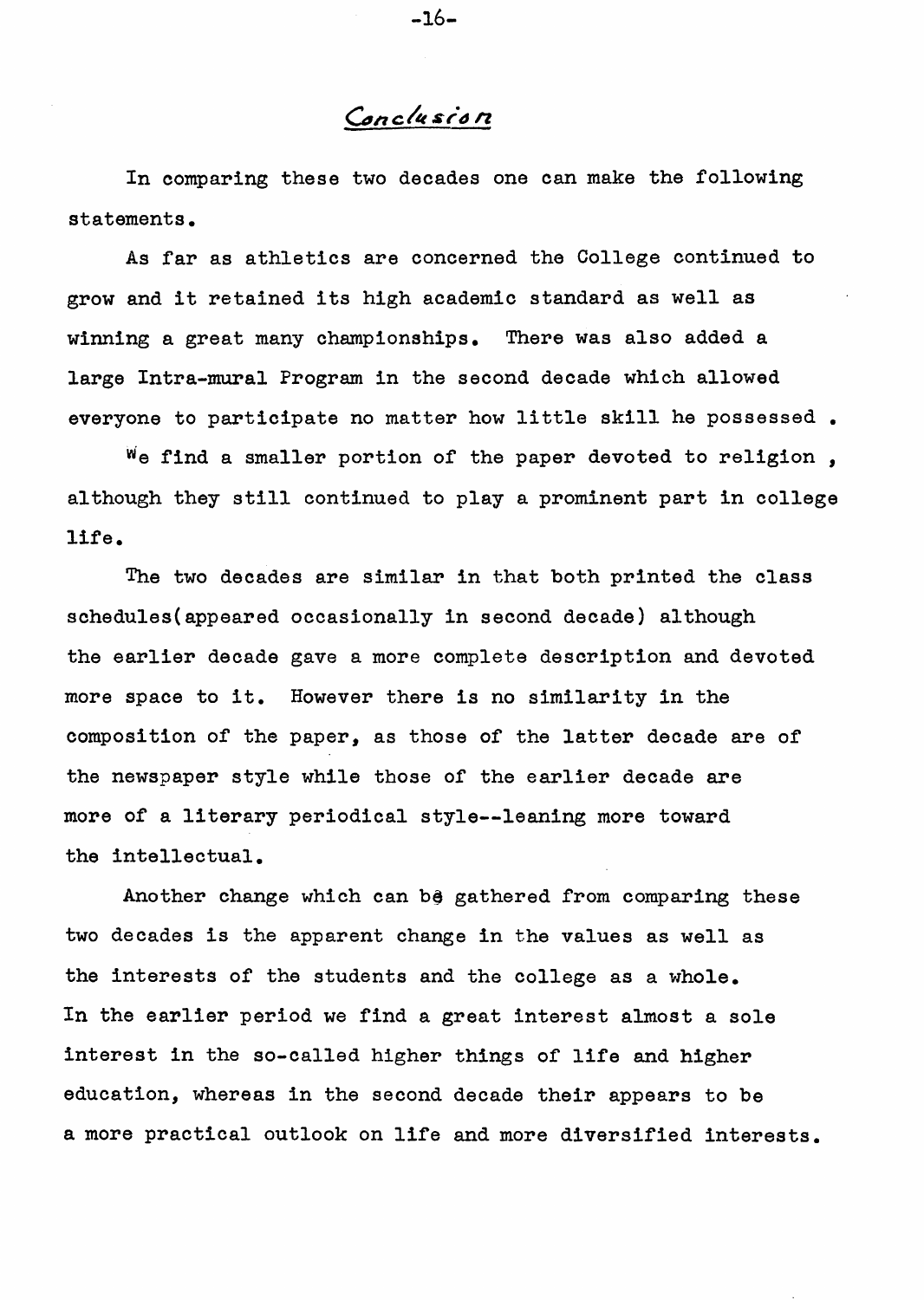## Conclusion

In comparing these two decades one can make the following statements.

As far as athletics are concerned the College continued to grow and it retained its high academic standard as well as winning a great many championships. There was also added a large Intra-mural Program in the second decade which allowed everyone to participate no matter how little skill he possessed .

We find a smaller portion of the paper devoted to religion , although they still continued to play a prominent part in college life.

The two decades are similar in that both printed the class schedules(appeared occasionally in second decade) although the earlier decade gave a more complete description and devoted more space to it. However there is no similarity in the composition of the paper, as those of the latter decade are of the newspaper style while those of the earlier decade are more of a literary periodical style--leaning more toward the intellectual.

Another change which can be gathered from comparing these two decades is the apparent change in the values as well as the interests of the students and the college as a whole. In the earlier period we find a great interest almost a sole interest in the so-called higher things of life and higher education, whereas in the second decade their appears to be a more practical outlook on life and more diversified interests.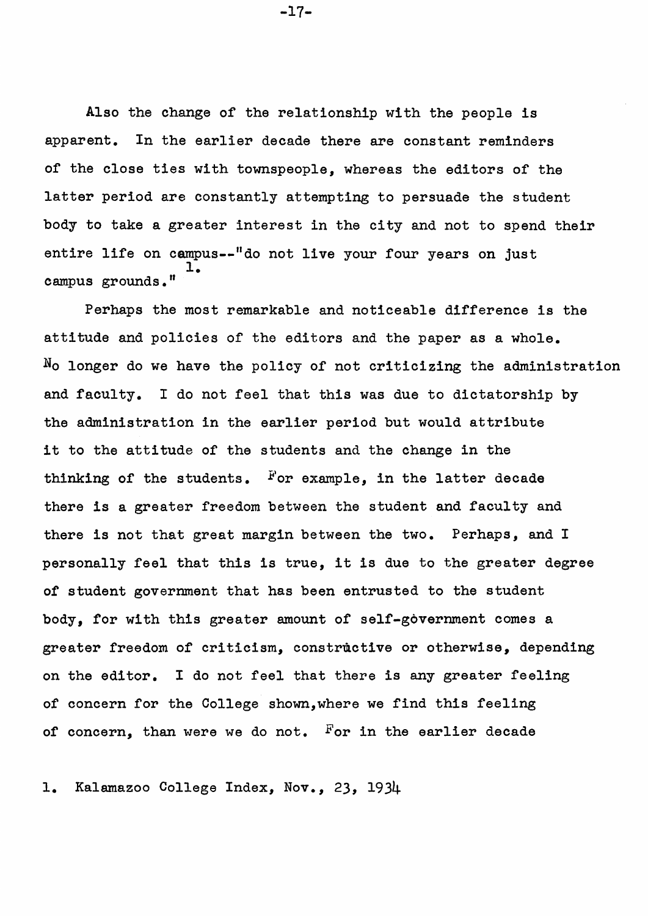Also the change of the relationship with the people is apparent. In the earlier decade there are constant reminders of the close ties with townspeople, whereas the editors of the latter period are constantly attempting to persuade the student body to take a greater interest in the city and not to spend their entire life on campus--"do not live your four years on just campus grounds."[1]

Perhaps the most remarkable and noticeable difference is the attitude and policies of the editors and the paper as a whole. No longer do we have the policy of not criticizing the administration and faculty. I do not feel that this was due to dictatorship by the administration in the earlier period but would attribute it to the attitude of the students and the change in the thinking of the students. For example, in the latter decade there is a greater freedom between the student and faculty and there is not that great margin between the two. Perhaps, and I personally feel that this is true, it is due to the greater degree of student government that has been entrusted to the student body, for with this greater amount of self-government comes a greater freedom of criticism, constructive or otherwise, depending on the editor. I do not feel that there is any greater feeling of concern for the College shown,where we find this feeling of concern, than were we do not. For in the earlier decade

1. Kalamazoo College Index, Nov., 23, 1934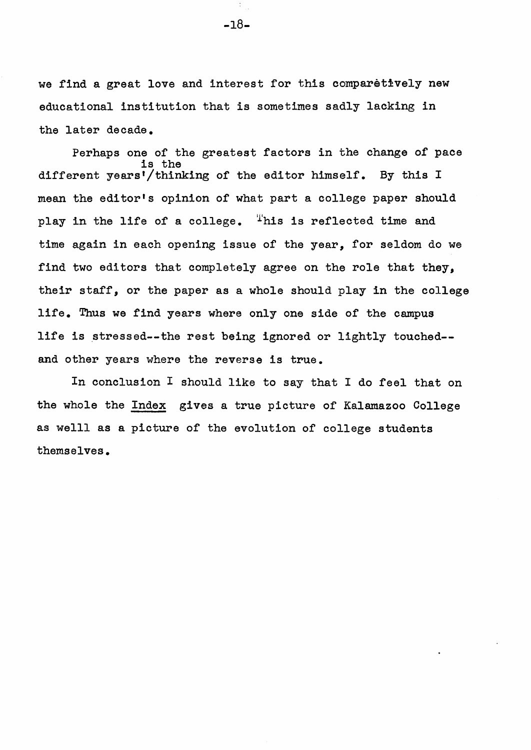we find a great love and interest for this comparetively new educational institution that is sometimes sadly lacking in the later decade.

Perhaps one of the greatest factors in the change of pace is the different years'/thinking of the editor himself. By this I mean the editor's opinion of what part a college paper should play in the life of a college. This is reflected time and time again in each opening issue of the year, for seldom do we find two editors that completely agree on the role that they, their staff, or the paper as a whole should play in the college life. Thus we find years where only one side of the campus life is stressed--the rest being ignored or lightly touched--and other years where the reverse is true.

In conclusion I should like to say that I do feel that on the whole the Index gives a true picture of Kalamazoo College as welll as a picture of the evolution of college students themselves.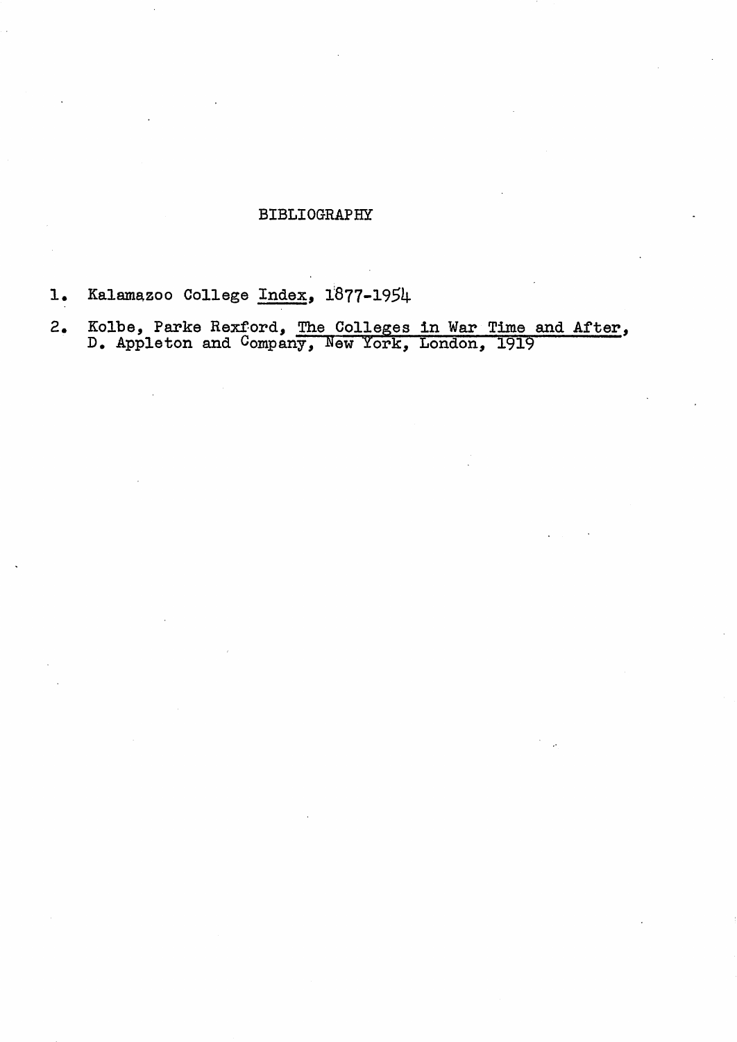# BIBLIOGRAPHY

1. Kalamazoo College Index, 1877-1954
2. Kolbe, Parke Rexford, The Colleges in War Time and After, D. Appleton and Company, New York, London, 1919